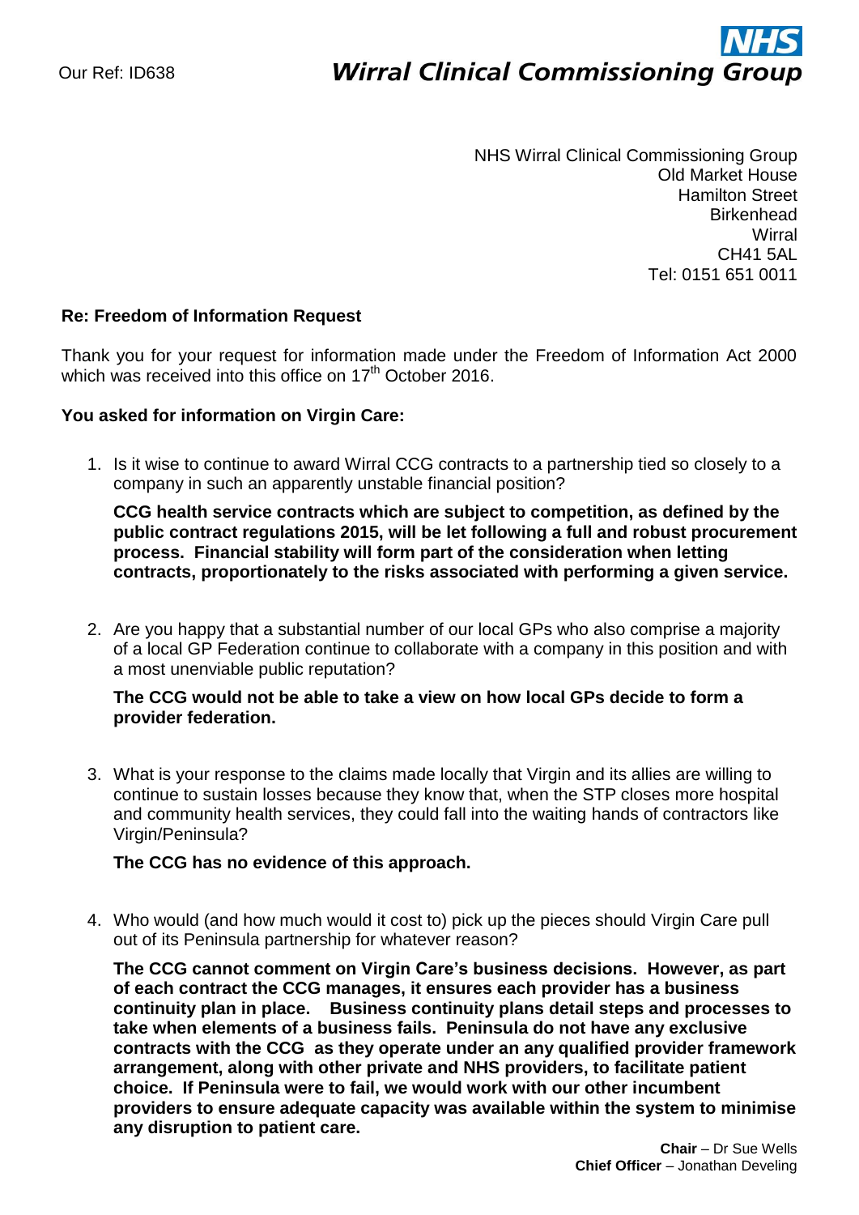Our Ref: ID638

**NHS**
***Wirral Clinical Commissioning Group***

NHS Wirral Clinical Commissioning Group
Old Market House
Hamilton Street
Birkenhead
Wirral
CH41 5AL
Tel: 0151 651 0011

**Re: Freedom of Information Request**

Thank you for your request for information made under the Freedom of Information Act 2000 which was received into this office on 17th October 2016.

**You asked for information on Virgin Care:**

1. Is it wise to continue to award Wirral CCG contracts to a partnership tied so closely to a company in such an apparently unstable financial position?

   **CCG health service contracts which are subject to competition, as defined by the public contract regulations 2015, will be let following a full and robust procurement process. Financial stability will form part of the consideration when letting contracts, proportionately to the risks associated with performing a given service.**

2. Are you happy that a substantial number of our local GPs who also comprise a majority of a local GP Federation continue to collaborate with a company in this position and with a most unenviable public reputation?

   **The CCG would not be able to take a view on how local GPs decide to form a provider federation.**

3. What is your response to the claims made locally that Virgin and its allies are willing to continue to sustain losses because they know that, when the STP closes more hospital and community health services, they could fall into the waiting hands of contractors like Virgin/Peninsula?

   **The CCG has no evidence of this approach.**

4. Who would (and how much would it cost to) pick up the pieces should Virgin Care pull out of its Peninsula partnership for whatever reason?

   **The CCG cannot comment on Virgin Care's business decisions. However, as part of each contract the CCG manages, it ensures each provider has a business continuity plan in place. Business continuity plans detail steps and processes to take when elements of a business fails. Peninsula do not have any exclusive contracts with the CCG as they operate under an any qualified provider framework arrangement, along with other private and NHS providers, to facilitate patient choice. If Peninsula were to fail, we would work with our other incumbent providers to ensure adequate capacity was available within the system to minimise any disruption to patient care.**

**Chair** – Dr Sue Wells
**Chief Officer** – Jonathan Develing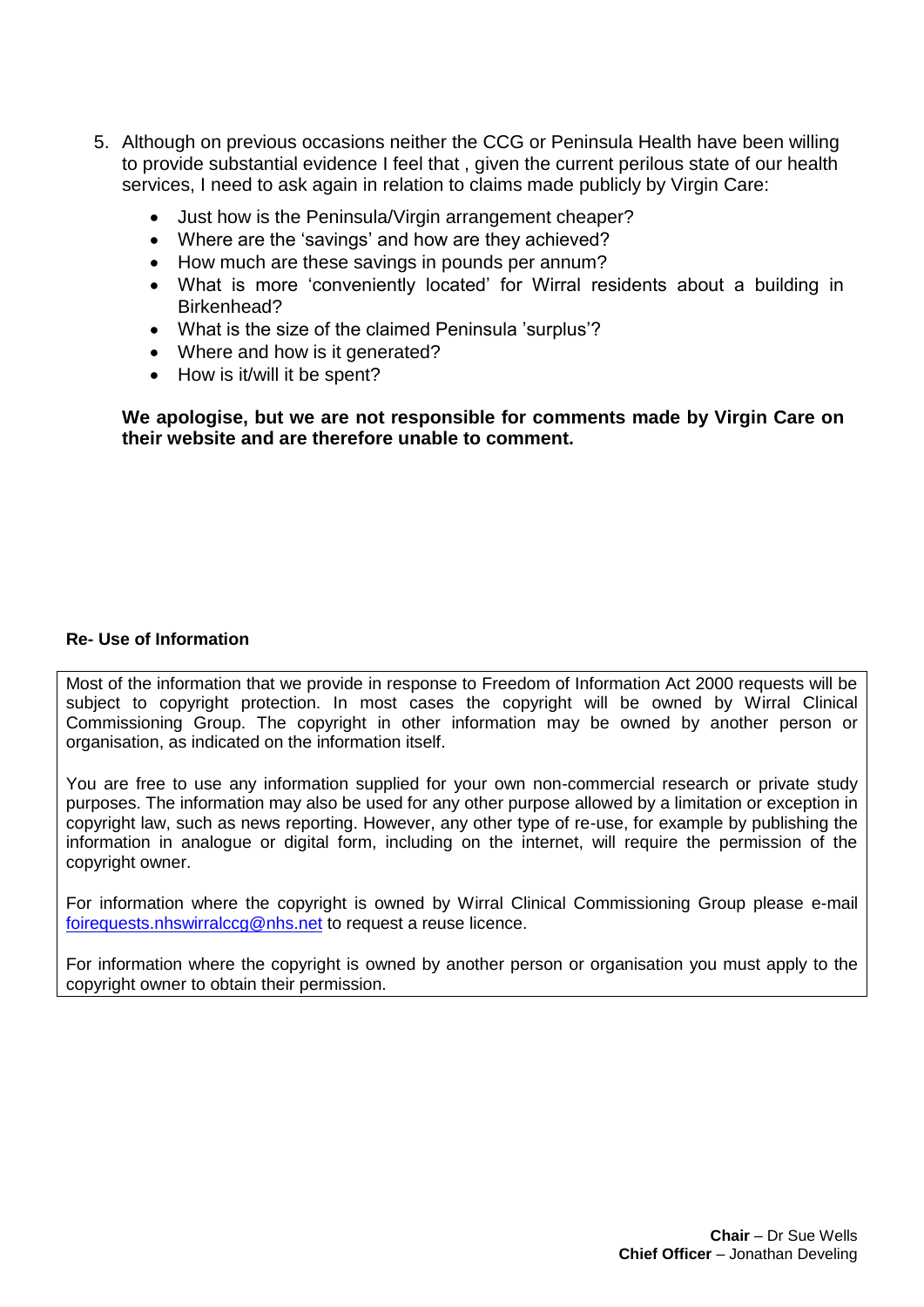5. Although on previous occasions neither the CCG or Peninsula Health have been willing to provide substantial evidence I feel that , given the current perilous state of our health services, I need to ask again in relation to claims made publicly by Virgin Care:

    - Just how is the Peninsula/Virgin arrangement cheaper?
    - Where are the 'savings' and how are they achieved?
    - How much are these savings in pounds per annum?
    - What is more 'conveniently located' for Wirral residents about a building in Birkenhead?
    - What is the size of the claimed Peninsula 'surplus'?
    - Where and how is it generated?
    - How is it/will it be spent?

    **We apologise, but we are not responsible for comments made by Virgin Care on their website and are therefore unable to comment.**

**Re- Use of Information**

Most of the information that we provide in response to Freedom of Information Act 2000 requests will be subject to copyright protection. In most cases the copyright will be owned by Wirral Clinical Commissioning Group. The copyright in other information may be owned by another person or organisation, as indicated on the information itself.

You are free to use any information supplied for your own non-commercial research or private study purposes. The information may also be used for any other purpose allowed by a limitation or exception in copyright law, such as news reporting. However, any other type of re-use, for example by publishing the information in analogue or digital form, including on the internet, will require the permission of the copyright owner.

For information where the copyright is owned by Wirral Clinical Commissioning Group please e-mail foirequests.nhswirralccg@nhs.net to request a reuse licence.

For information where the copyright is owned by another person or organisation you must apply to the copyright owner to obtain their permission.

**Chair** – Dr Sue Wells
**Chief Officer** – Jonathan Develing